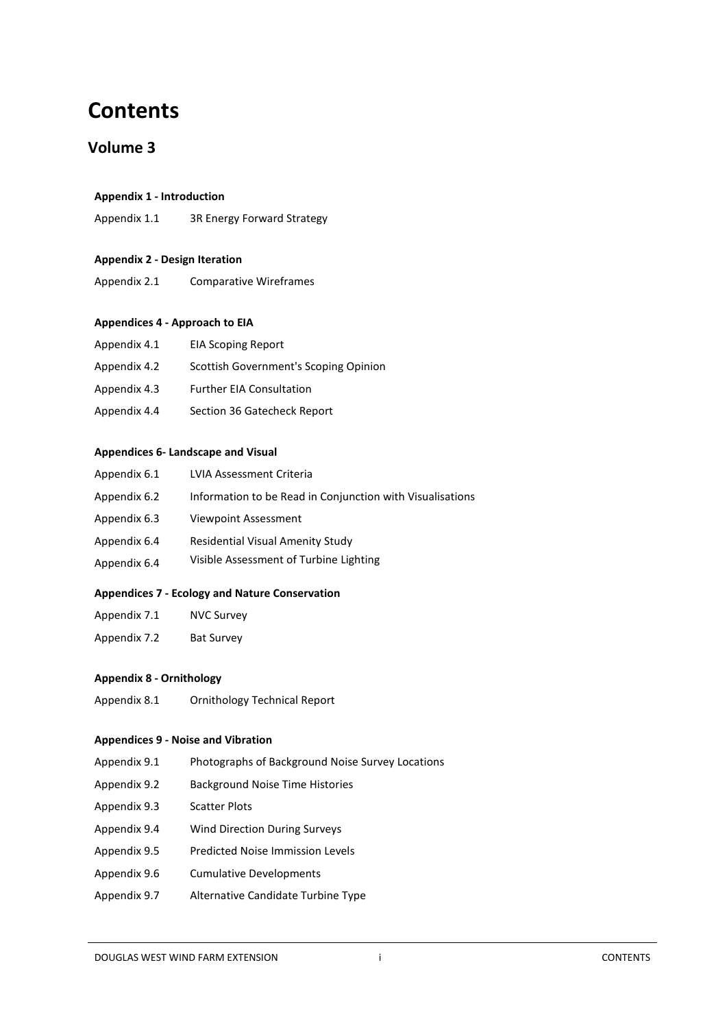# Contents

## Volume 3

**Appendix 1 - Introduction**

Appendix 1.1 3R Energy Forward Strategy

**Appendix 2 - Design Iteration**

Appendix 2.1 Comparative Wireframes

**Appendices 4 - Approach to EIA**

Appendix 4.1 EIA Scoping Report

Appendix 4.2 Scottish Government's Scoping Opinion

Appendix 4.3 Further EIA Consultation

Appendix 4.4 Section 36 Gatecheck Report

**Appendices 6- Landscape and Visual**

Appendix 6.1 LVIA Assessment Criteria

Appendix 6.2 Information to be Read in Conjunction with Visualisations

Appendix 6.3 Viewpoint Assessment

Appendix 6.4 Residential Visual Amenity Study

Appendix 6.4 Visible Assessment of Turbine Lighting

**Appendices 7 - Ecology and Nature Conservation**

Appendix 7.1 NVC Survey

Appendix 7.2 Bat Survey

**Appendix 8 - Ornithology**

Appendix 8.1 Ornithology Technical Report

**Appendices 9 - Noise and Vibration**

Appendix 9.1 Photographs of Background Noise Survey Locations

Appendix 9.2 Background Noise Time Histories

Appendix 9.3 Scatter Plots

Appendix 9.4 Wind Direction During Surveys

Appendix 9.5 Predicted Noise Immission Levels

Appendix 9.6 Cumulative Developments

Appendix 9.7 Alternative Candidate Turbine Type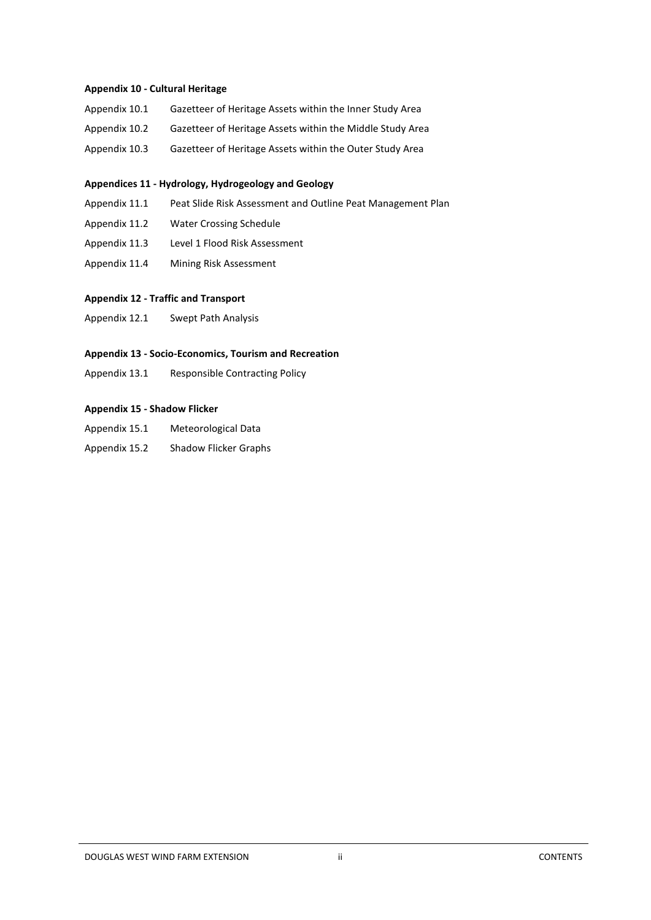**Appendix 10 - Cultural Heritage**

Appendix 10.1 Gazetteer of Heritage Assets within the Inner Study Area

Appendix 10.2 Gazetteer of Heritage Assets within the Middle Study Area

Appendix 10.3 Gazetteer of Heritage Assets within the Outer Study Area

**Appendices 11 - Hydrology, Hydrogeology and Geology**

Appendix 11.1 Peat Slide Risk Assessment and Outline Peat Management Plan

Appendix 11.2 Water Crossing Schedule

Appendix 11.3 Level 1 Flood Risk Assessment

Appendix 11.4 Mining Risk Assessment

**Appendix 12 - Traffic and Transport**

Appendix 12.1 Swept Path Analysis

**Appendix 13 - Socio-Economics, Tourism and Recreation**

Appendix 13.1 Responsible Contracting Policy

**Appendix 15 - Shadow Flicker**

Appendix 15.1 Meteorological Data

Appendix 15.2 Shadow Flicker Graphs